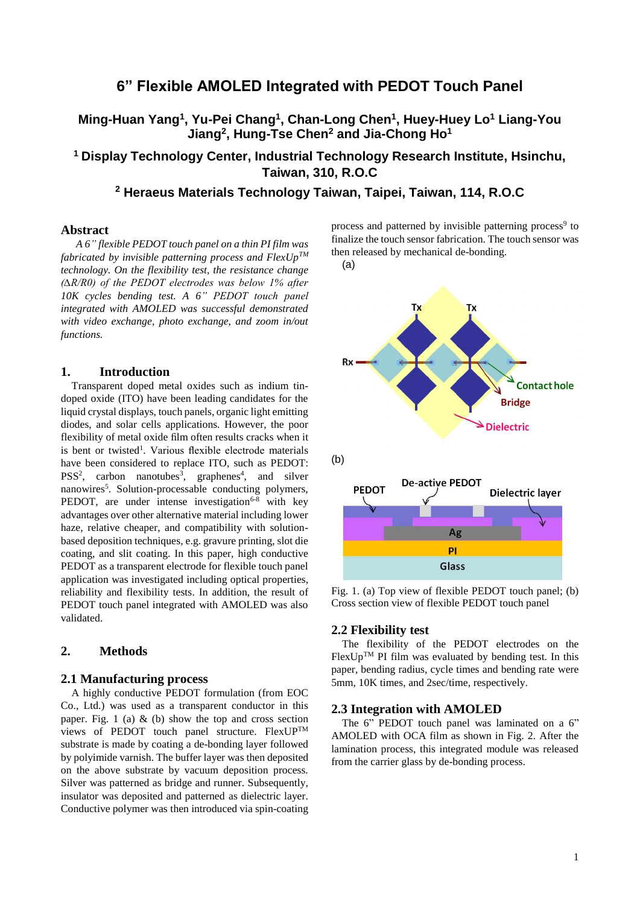# 6" Flexible AMOLED Integrated with PEDOT Touch Panel

**Ming-Huan Yang[1], Yu-Pei Chang[1], Chan-Long Chen[1], Huey-Huey Lo[1] Liang-You Jiang[2], Hung-Tse Chen[2] and Jia-Chong Ho[1]**

**[1] Display Technology Center, Industrial Technology Research Institute, Hsinchu, Taiwan, 310, R.O.C**

**[2] Heraeus Materials Technology Taiwan, Taipei, Taiwan, 114, R.O.C**

## Abstract

*A 6" flexible PEDOT touch panel on a thin PI film was fabricated by invisible patterning process and FlexUp™ technology. On the flexibility test, the resistance change (ΔR/R0) of the PEDOT electrodes was below 1% after 10K cycles bending test. A 6" PEDOT touch panel integrated with AMOLED was successful demonstrated with video exchange, photo exchange, and zoom in/out functions.*

## 1. Introduction

Transparent doped metal oxides such as indium tin-doped oxide (ITO) have been leading candidates for the liquid crystal displays, touch panels, organic light emitting diodes, and solar cells applications. However, the poor flexibility of metal oxide film often results cracks when it is bent or twisted[1]. Various flexible electrode materials have been considered to replace ITO, such as PEDOT: PSS[2], carbon nanotubes[3], graphenes[4], and silver nanowires[5]. Solution-processable conducting polymers, PEDOT, are under intense investigation[6-8] with key advantages over other alternative material including lower haze, relative cheaper, and compatibility with solution-based deposition techniques, e.g. gravure printing, slot die coating, and slit coating. In this paper, high conductive PEDOT as a transparent electrode for flexible touch panel application was investigated including optical properties, reliability and flexibility tests. In addition, the result of PEDOT touch panel integrated with AMOLED was also validated.

## 2. Methods

### 2.1 Manufacturing process

A highly conductive PEDOT formulation (from EOC Co., Ltd.) was used as a transparent conductor in this paper. Fig. 1 (a) & (b) show the top and cross section views of PEDOT touch panel structure. FlexUP™ substrate is made by coating a de-bonding layer followed by polyimide varnish. The buffer layer was then deposited on the above substrate by vacuum deposition process. Silver was patterned as bridge and runner. Subsequently, insulator was deposited and patterned as dielectric layer. Conductive polymer was then introduced via spin-coating process and patterned by invisible patterning process[9] to finalize the touch sensor fabrication. The touch sensor was then released by mechanical de-bonding.

Fig. 1. (a) Top view of flexible PEDOT touch panel; (b) Cross section view of flexible PEDOT touch panel

### 2.2 Flexibility test

The flexibility of the PEDOT electrodes on the FlexUP™ PI film was evaluated by bending test. In this paper, bending radius, cycle times and bending rate were 5mm, 10K times, and 2sec/time, respectively.

### 2.3 Integration with AMOLED

The 6" PEDOT touch panel was laminated on a 6" AMOLED with OCA film as shown in Fig. 2. After the lamination process, this integrated module was released from the carrier glass by de-bonding process.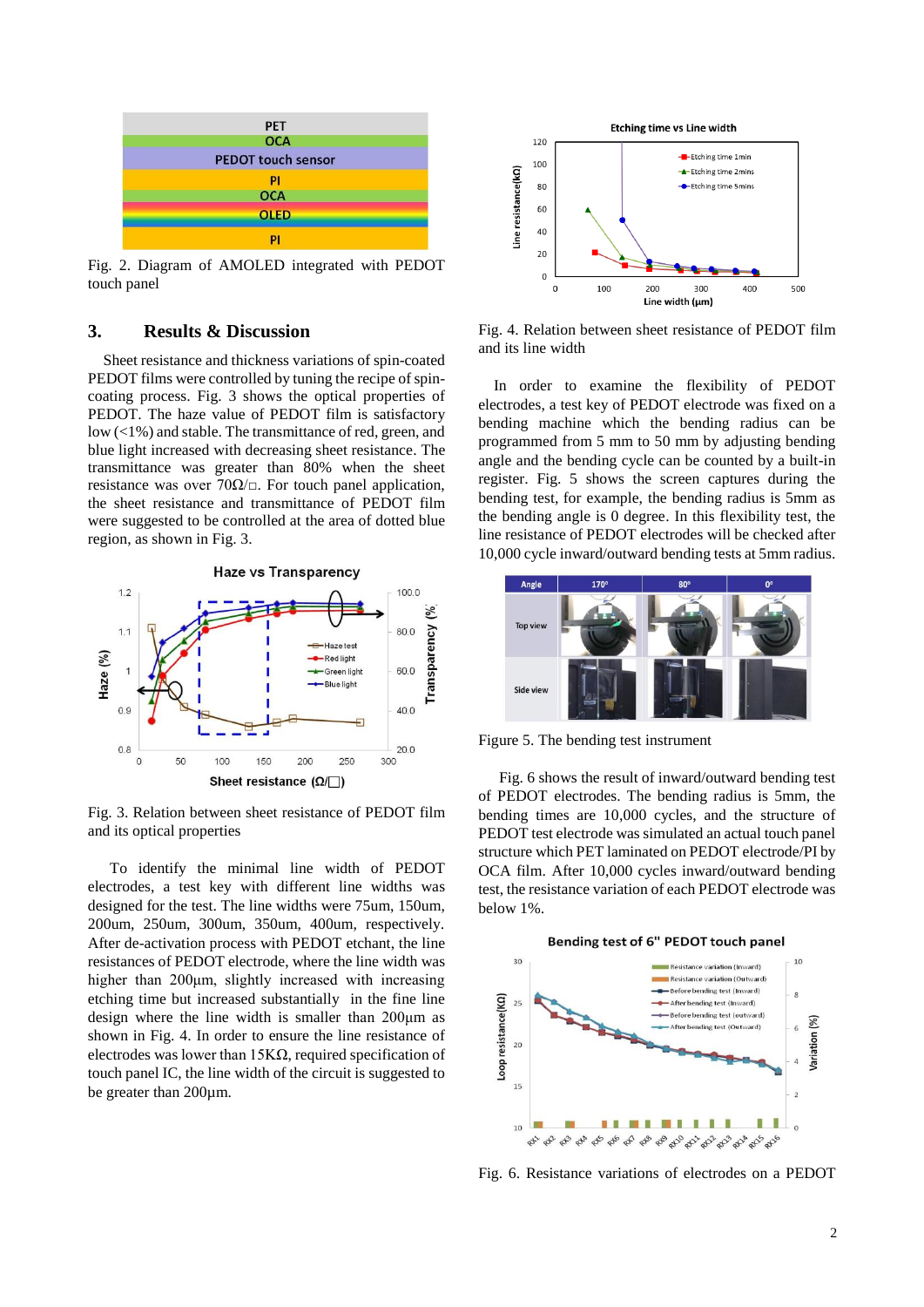Fig. 2. Diagram of AMOLED integrated with PEDOT touch panel

## 3. Results & Discussion

Sheet resistance and thickness variations of spin-coated PEDOT films were controlled by tuning the recipe of spin-coating process. Fig. 3 shows the optical properties of PEDOT. The haze value of PEDOT film is satisfactory low (<1%) and stable. The transmittance of red, green, and blue light increased with decreasing sheet resistance. The transmittance was greater than 80% when the sheet resistance was over 70Ω/□. For touch panel application, the sheet resistance and transmittance of PEDOT film were suggested to be controlled at the area of dotted blue region, as shown in Fig. 3.

Fig. 3. Relation between sheet resistance of PEDOT film and its optical properties

To identify the minimal line width of PEDOT electrodes, a test key with different line widths was designed for the test. The line widths were 75um, 150um, 200um, 250um, 300um, 350um, 400um, respectively. After de-activation process with PEDOT etchant, the line resistances of PEDOT electrode, where the line width was higher than 200μm, slightly increased with increasing etching time but increased substantially in the fine line design where the line width is smaller than 200μm as shown in Fig. 4. In order to ensure the line resistance of electrodes was lower than 15KΩ, required specification of touch panel IC, the line width of the circuit is suggested to be greater than 200μm.

Fig. 4. Relation between sheet resistance of PEDOT film and its line width

In order to examine the flexibility of PEDOT electrodes, a test key of PEDOT electrode was fixed on a bending machine which the bending radius can be programmed from 5 mm to 50 mm by adjusting bending angle and the bending cycle can be counted by a built-in register. Fig. 5 shows the screen captures during the bending test, for example, the bending radius is 5mm as the bending angle is 0 degree. In this flexibility test, the line resistance of PEDOT electrodes will be checked after 10,000 cycle inward/outward bending tests at 5mm radius.

Figure 5. The bending test instrument

Fig. 6 shows the result of inward/outward bending test of PEDOT electrodes. The bending radius is 5mm, the bending times are 10,000 cycles, and the structure of PEDOT test electrode was simulated an actual touch panel structure which PET laminated on PEDOT electrode/PI by OCA film. After 10,000 cycles inward/outward bending test, the resistance variation of each PEDOT electrode was below 1%.

Fig. 6. Resistance variations of electrodes on a PEDOT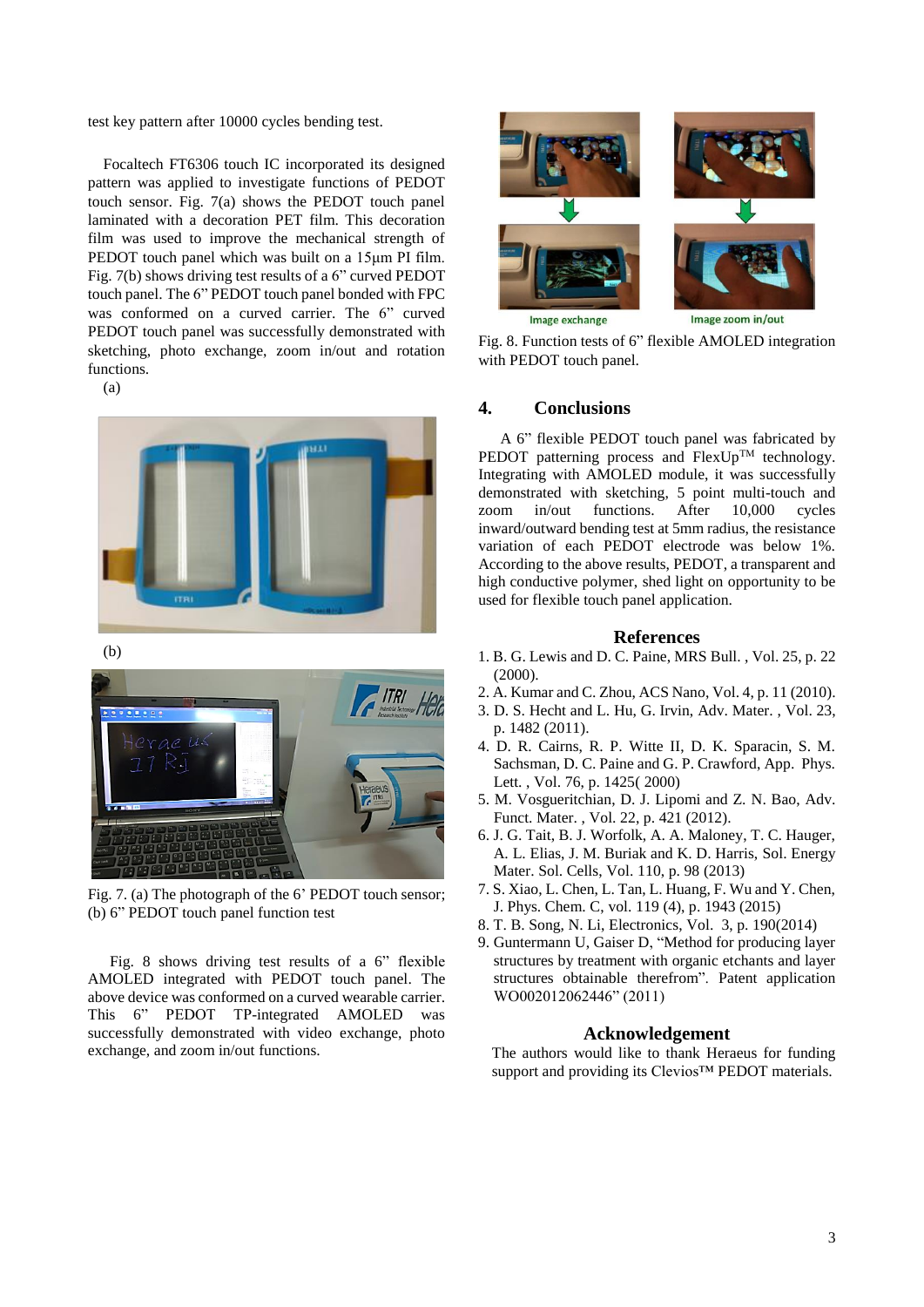test key pattern after 10000 cycles bending test.

Focaltech FT6306 touch IC incorporated its designed pattern was applied to investigate functions of PEDOT touch sensor. Fig. 7(a) shows the PEDOT touch panel laminated with a decoration PET film. This decoration film was used to improve the mechanical strength of PEDOT touch panel which was built on a 15μm PI film. Fig. 7(b) shows driving test results of a 6" curved PEDOT touch panel. The 6" PEDOT touch panel bonded with FPC was conformed on a curved carrier. The 6" curved PEDOT touch panel was successfully demonstrated with sketching, photo exchange, zoom in/out and rotation functions.

(a)

(b)

Fig. 7. (a) The photograph of the 6' PEDOT touch sensor; (b) 6" PEDOT touch panel function test

Fig. 8 shows driving test results of a 6" flexible AMOLED integrated with PEDOT touch panel. The above device was conformed on a curved wearable carrier. This 6" PEDOT TP-integrated AMOLED was successfully demonstrated with video exchange, photo exchange, and zoom in/out functions.

Image exchange

Image zoom in/out

Fig. 8. Function tests of 6" flexible AMOLED integration with PEDOT touch panel.

## 4. Conclusions

A 6" flexible PEDOT touch panel was fabricated by PEDOT patterning process and FlexUp$^{TM}$ technology. Integrating with AMOLED module, it was successfully demonstrated with sketching, 5 point multi-touch and zoom in/out functions. After 10,000 cycles inward/outward bending test at 5mm radius, the resistance variation of each PEDOT electrode was below 1%. According to the above results, PEDOT, a transparent and high conductive polymer, shed light on opportunity to be used for flexible touch panel application.

## References

1. B. G. Lewis and D. C. Paine, MRS Bull. , Vol. 25, p. 22 (2000).
2. A. Kumar and C. Zhou, ACS Nano, Vol. 4, p. 11 (2010).
3. D. S. Hecht and L. Hu, G. Irvin, Adv. Mater. , Vol. 23, p. 1482 (2011).
4. D. R. Cairns, R. P. Witte II, D. K. Sparacin, S. M. Sachsman, D. C. Paine and G. P. Crawford, App. Phys. Lett. , Vol. 76, p. 1425( 2000)
5. M. Vosgueritchian, D. J. Lipomi and Z. N. Bao, Adv. Funct. Mater. , Vol. 22, p. 421 (2012).
6. J. G. Tait, B. J. Worfolk, A. A. Maloney, T. C. Hauger, A. L. Elias, J. M. Buriak and K. D. Harris, Sol. Energy Mater. Sol. Cells, Vol. 110, p. 98 (2013)
7. S. Xiao, L. Chen, L. Tan, L. Huang, F. Wu and Y. Chen, J. Phys. Chem. C, vol. 119 (4), p. 1943 (2015)
8. T. B. Song, N. Li, Electronics, Vol. 3, p. 190(2014)
9. Guntermann U, Gaiser D, "Method for producing layer structures by treatment with organic etchants and layer structures obtainable therefrom". Patent application WO002012062446" (2011)

## Acknowledgement

The authors would like to thank Heraeus for funding support and providing its Clevios™ PEDOT materials.